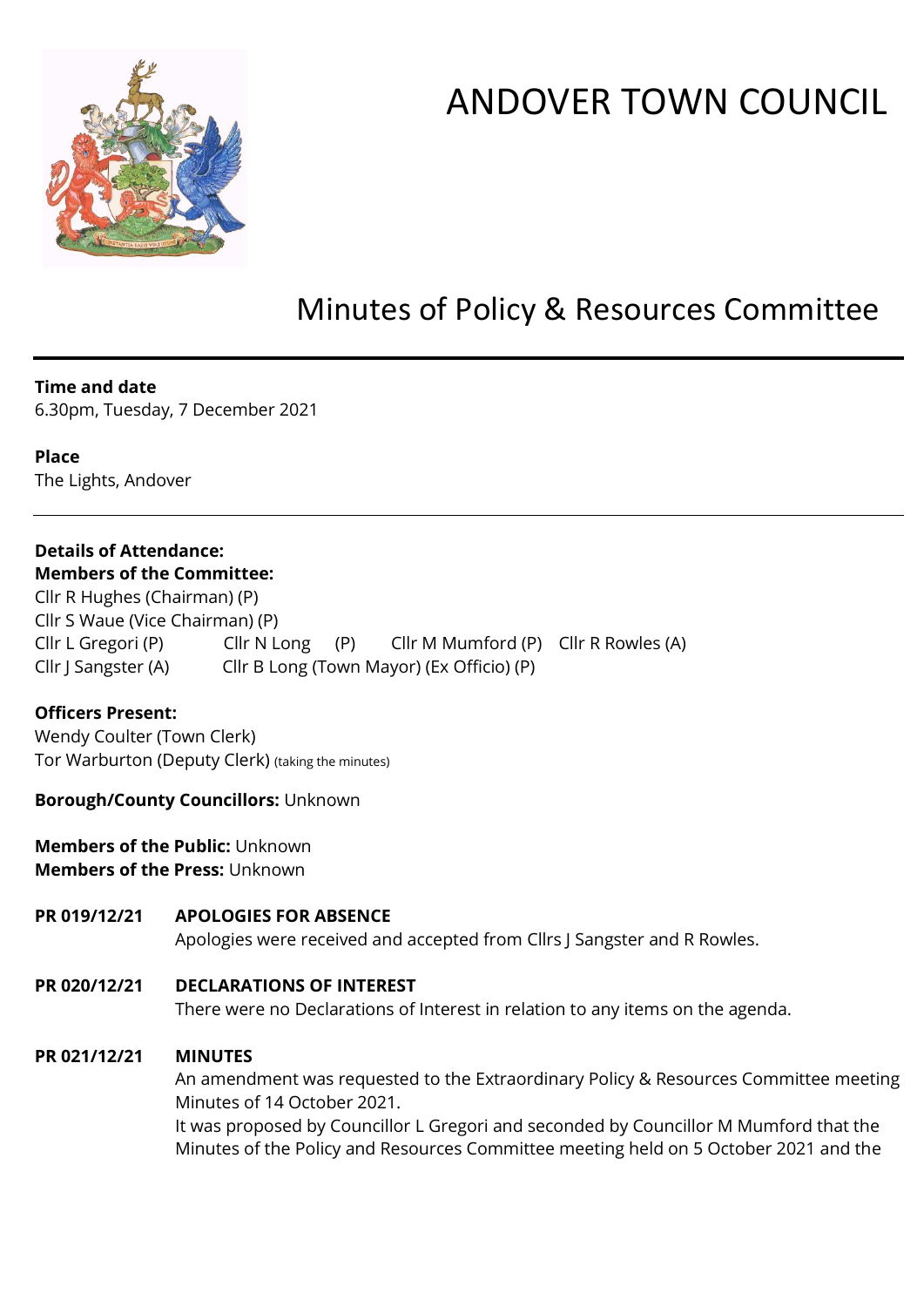# ANDOVER TOWN COUNCIL

## Minutes of Policy & Resources Committee

---

**Time and date**
6.30pm, Tuesday, 7 December 2021

**Place**
The Lights, Andover

---

**Details of Attendance:**
**Members of the Committee:**
Cllr R Hughes (Chairman) (P)
Cllr S Waue (Vice Chairman) (P)
Cllr L Gregori (P)   Cllr N Long (P)   Cllr M Mumford (P)   Cllr R Rowles (A)
Cllr J Sangster (A)   Cllr B Long (Town Mayor) (Ex Officio) (P)

**Officers Present:**
Wendy Coulter (Town Clerk)
Tor Warburton (Deputy Clerk) (taking the minutes)

**Borough/County Councillors:** Unknown

**Members of the Public:** Unknown
**Members of the Press:** Unknown

**PR 019/12/21 APOLOGIES FOR ABSENCE**
Apologies were received and accepted from Cllrs J Sangster and R Rowles.

**PR 020/12/21 DECLARATIONS OF INTEREST**
There were no Declarations of Interest in relation to any items on the agenda.

**PR 021/12/21 MINUTES**
An amendment was requested to the Extraordinary Policy & Resources Committee meeting Minutes of 14 October 2021.
It was proposed by Councillor L Gregori and seconded by Councillor M Mumford that the Minutes of the Policy and Resources Committee meeting held on 5 October 2021 and the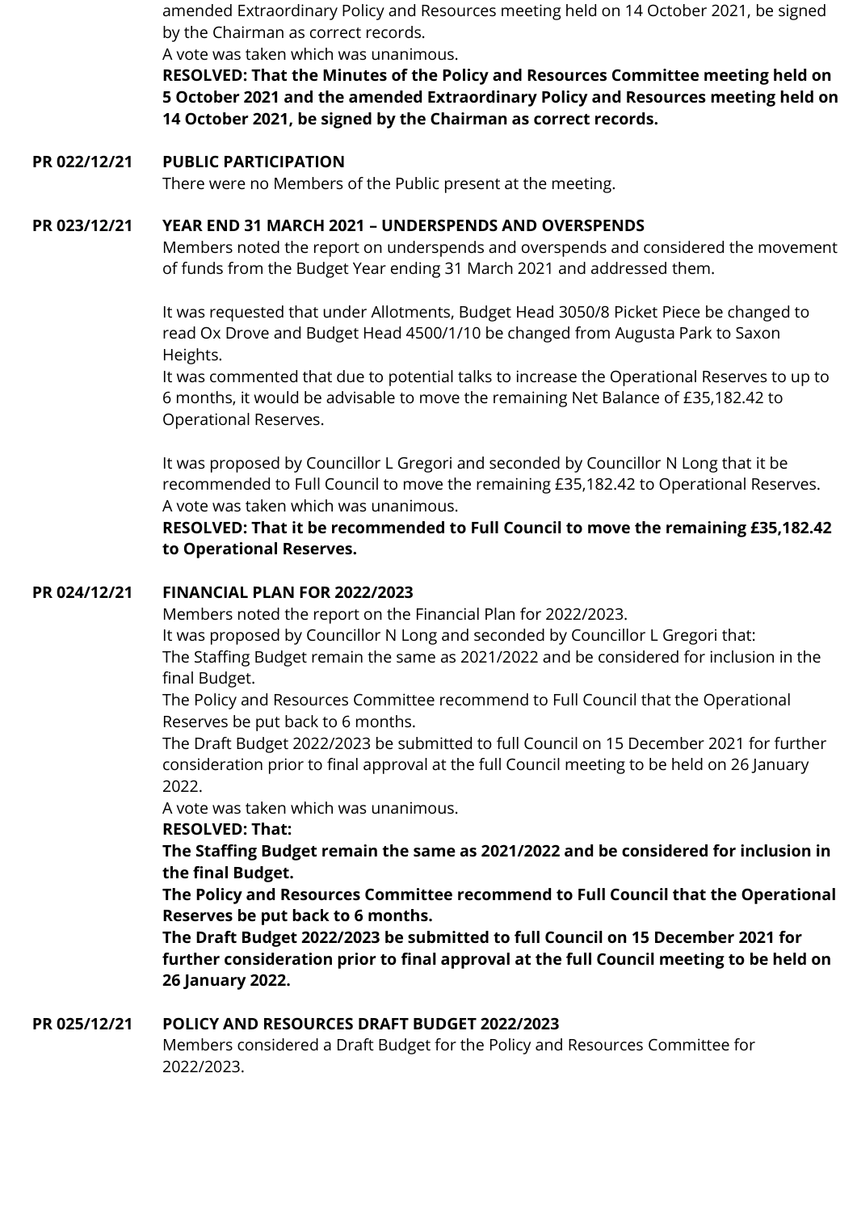amended Extraordinary Policy and Resources meeting held on 14 October 2021, be signed by the Chairman as correct records.
A vote was taken which was unanimous.
**RESOLVED: That the Minutes of the Policy and Resources Committee meeting held on 5 October 2021 and the amended Extraordinary Policy and Resources meeting held on 14 October 2021, be signed by the Chairman as correct records.**

**PR 022/12/21 PUBLIC PARTICIPATION**
There were no Members of the Public present at the meeting.

**PR 023/12/21 YEAR END 31 MARCH 2021 – UNDERSPENDS AND OVERSPENDS**
Members noted the report on underspends and overspends and considered the movement of funds from the Budget Year ending 31 March 2021 and addressed them.

It was requested that under Allotments, Budget Head 3050/8 Picket Piece be changed to read Ox Drove and Budget Head 4500/1/10 be changed from Augusta Park to Saxon Heights.
It was commented that due to potential talks to increase the Operational Reserves to up to 6 months, it would be advisable to move the remaining Net Balance of £35,182.42 to Operational Reserves.

It was proposed by Councillor L Gregori and seconded by Councillor N Long that it be recommended to Full Council to move the remaining £35,182.42 to Operational Reserves.
A vote was taken which was unanimous.
**RESOLVED: That it be recommended to Full Council to move the remaining £35,182.42 to Operational Reserves.**

**PR 024/12/21 FINANCIAL PLAN FOR 2022/2023**
Members noted the report on the Financial Plan for 2022/2023.
It was proposed by Councillor N Long and seconded by Councillor L Gregori that:
The Staffing Budget remain the same as 2021/2022 and be considered for inclusion in the final Budget.
The Policy and Resources Committee recommend to Full Council that the Operational Reserves be put back to 6 months.
The Draft Budget 2022/2023 be submitted to full Council on 15 December 2021 for further consideration prior to final approval at the full Council meeting to be held on 26 January 2022.
A vote was taken which was unanimous.
**RESOLVED: That:**
**The Staffing Budget remain the same as 2021/2022 and be considered for inclusion in the final Budget.**
**The Policy and Resources Committee recommend to Full Council that the Operational Reserves be put back to 6 months.**
**The Draft Budget 2022/2023 be submitted to full Council on 15 December 2021 for further consideration prior to final approval at the full Council meeting to be held on 26 January 2022.**

**PR 025/12/21 POLICY AND RESOURCES DRAFT BUDGET 2022/2023**
Members considered a Draft Budget for the Policy and Resources Committee for 2022/2023.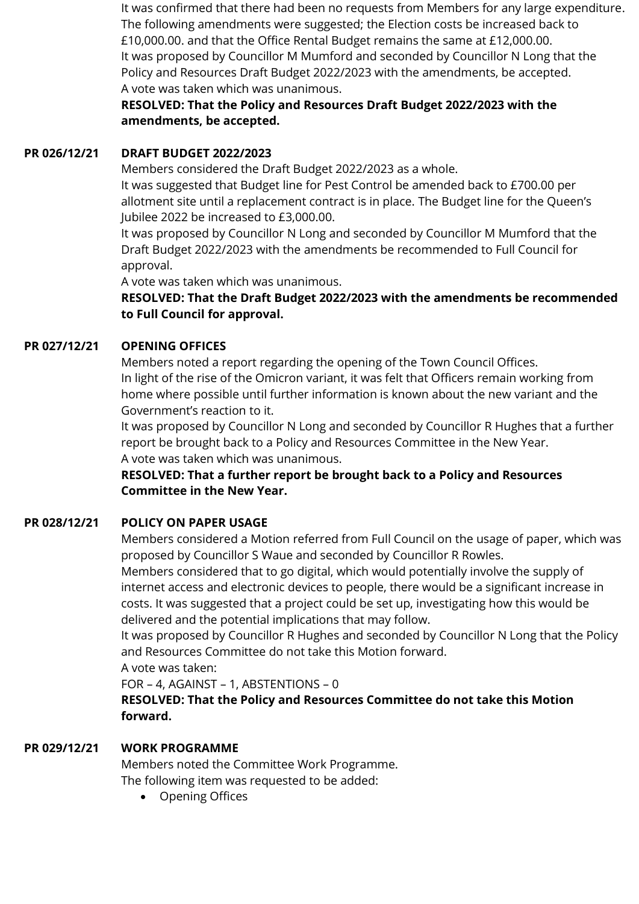It was confirmed that there had been no requests from Members for any large expenditure. The following amendments were suggested; the Election costs be increased back to £10,000.00. and that the Office Rental Budget remains the same at £12,000.00.
It was proposed by Councillor M Mumford and seconded by Councillor N Long that the Policy and Resources Draft Budget 2022/2023 with the amendments, be accepted.
A vote was taken which was unanimous.
**RESOLVED: That the Policy and Resources Draft Budget 2022/2023 with the amendments, be accepted.**

**PR 026/12/21 DRAFT BUDGET 2022/2023**

Members considered the Draft Budget 2022/2023 as a whole.
It was suggested that Budget line for Pest Control be amended back to £700.00 per allotment site until a replacement contract is in place. The Budget line for the Queen's Jubilee 2022 be increased to £3,000.00.
It was proposed by Councillor N Long and seconded by Councillor M Mumford that the Draft Budget 2022/2023 with the amendments be recommended to Full Council for approval.
A vote was taken which was unanimous.
**RESOLVED: That the Draft Budget 2022/2023 with the amendments be recommended to Full Council for approval.**

**PR 027/12/21 OPENING OFFICES**

Members noted a report regarding the opening of the Town Council Offices.
In light of the rise of the Omicron variant, it was felt that Officers remain working from home where possible until further information is known about the new variant and the Government's reaction to it.
It was proposed by Councillor N Long and seconded by Councillor R Hughes that a further report be brought back to a Policy and Resources Committee in the New Year.
A vote was taken which was unanimous.
**RESOLVED: That a further report be brought back to a Policy and Resources Committee in the New Year.**

**PR 028/12/21 POLICY ON PAPER USAGE**

Members considered a Motion referred from Full Council on the usage of paper, which was proposed by Councillor S Waue and seconded by Councillor R Rowles.
Members considered that to go digital, which would potentially involve the supply of internet access and electronic devices to people, there would be a significant increase in costs. It was suggested that a project could be set up, investigating how this would be delivered and the potential implications that may follow.
It was proposed by Councillor R Hughes and seconded by Councillor N Long that the Policy and Resources Committee do not take this Motion forward.
A vote was taken:
FOR – 4, AGAINST – 1, ABSTENTIONS – 0
**RESOLVED: That the Policy and Resources Committee do not take this Motion forward.**

**PR 029/12/21 WORK PROGRAMME**

Members noted the Committee Work Programme.
The following item was requested to be added:

- Opening Offices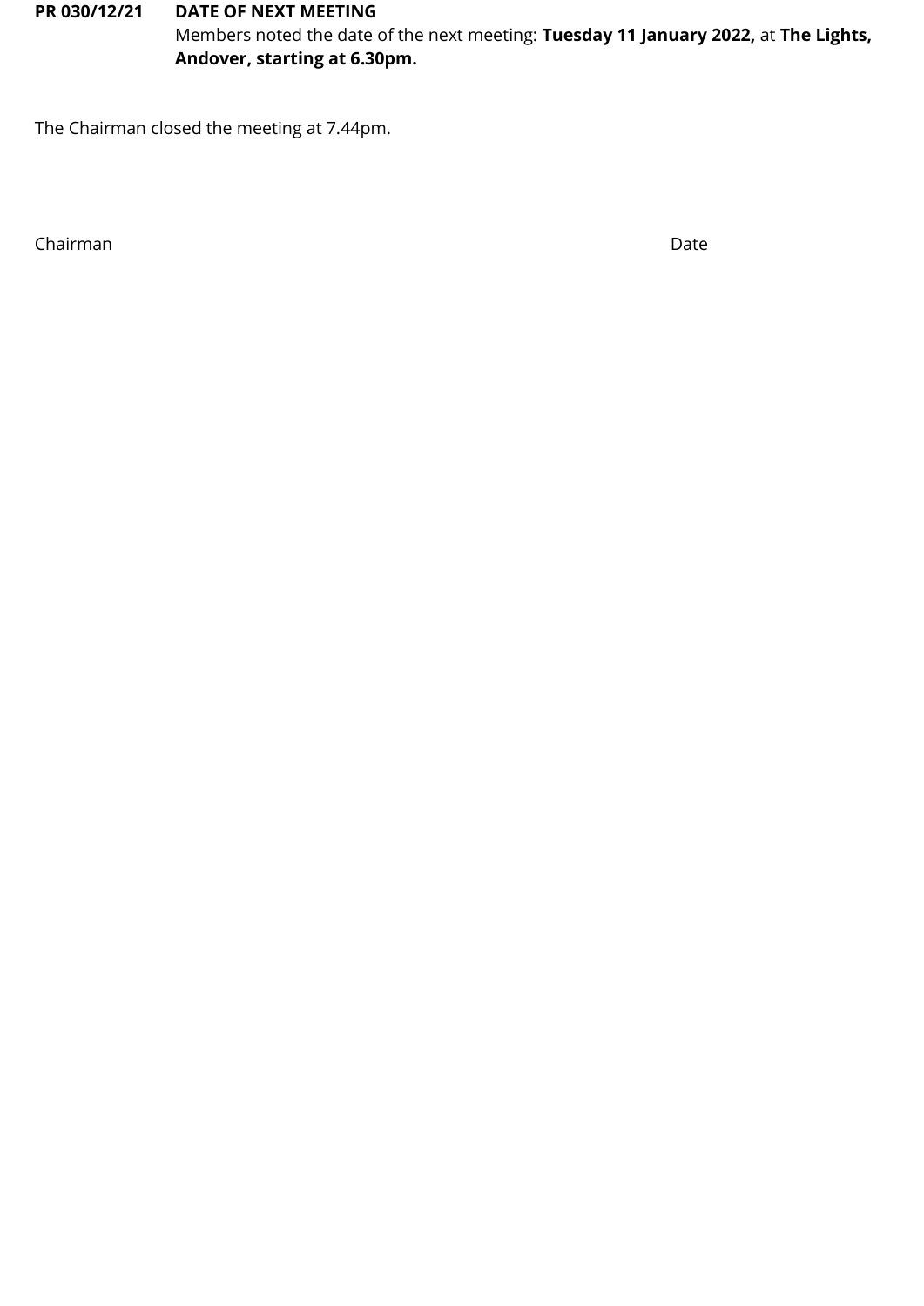**PR 030/12/21 DATE OF NEXT MEETING**

Members noted the date of the next meeting: **Tuesday 11 January 2022,** at **The Lights, Andover, starting at 6.30pm.**

The Chairman closed the meeting at 7.44pm.

Chairman Date